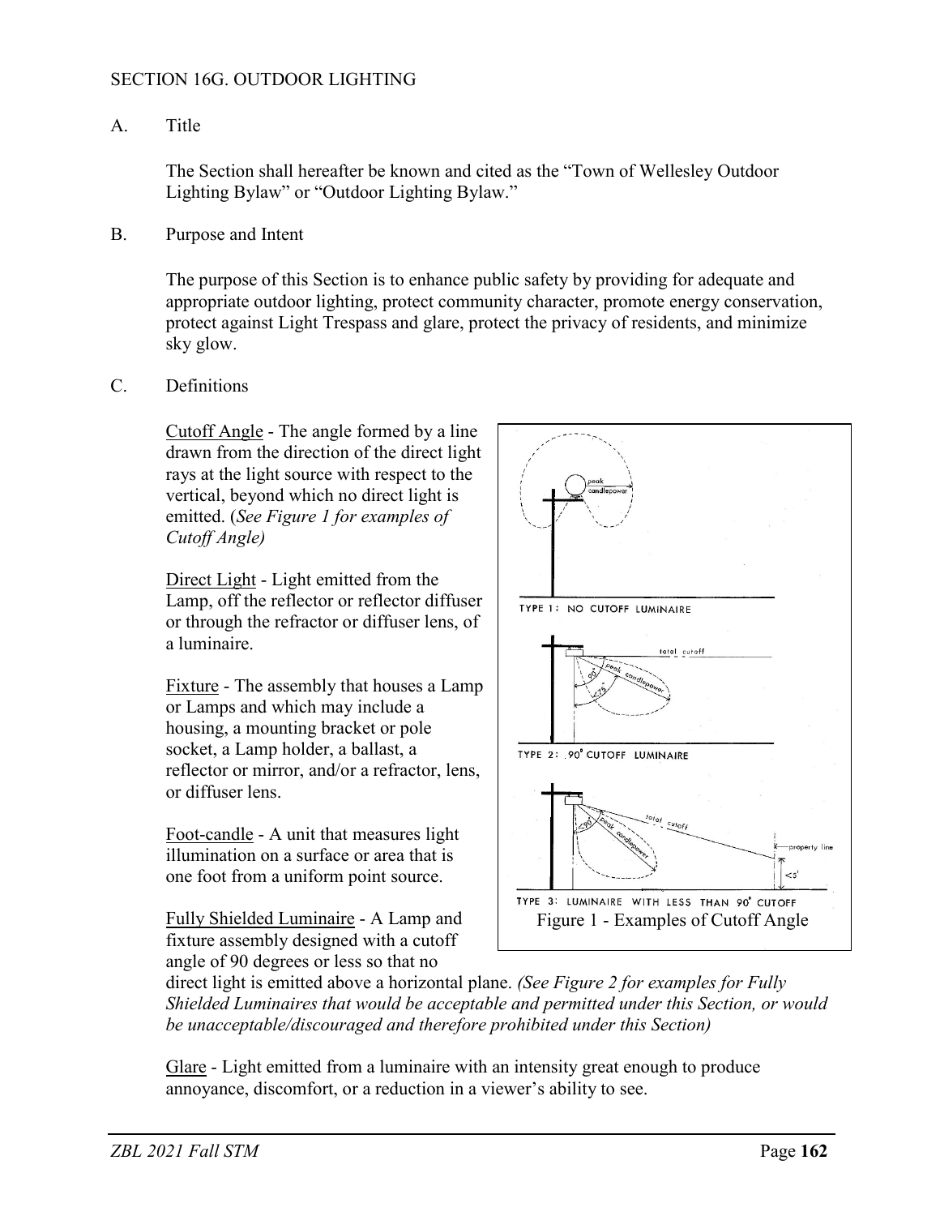# SECTION 16G. OUTDOOR LIGHTING

## A. Title

The Section shall hereafter be known and cited as the "Town of Wellesley Outdoor Lighting Bylaw" or "Outdoor Lighting Bylaw."

## B. Purpose and Intent

The purpose of this Section is to enhance public safety by providing for adequate and appropriate outdoor lighting, protect community character, promote energy conservation, protect against Light Trespass and glare, protect the privacy of residents, and minimize sky glow.

## C. Definitions

Cutoff Angle - The angle formed by a line drawn from the direction of the direct light rays at the light source with respect to the vertical, beyond which no direct light is emitted. (*See Figure 1 for examples of Cutoff Angle)*

Direct Light - Light emitted from the Lamp, off the reflector or reflector diffuser or through the refractor or diffuser lens, of a luminaire.

Fixture - The assembly that houses a Lamp or Lamps and which may include a housing, a mounting bracket or pole socket, a Lamp holder, a ballast, a reflector or mirror, and/or a refractor, lens, or diffuser lens.

Foot-candle - A unit that measures light illumination on a surface or area that is one foot from a uniform point source.

Figure 1 - Examples of Cutoff Angle

Fully Shielded Luminaire - A Lamp and fixture assembly designed with a cutoff angle of 90 degrees or less so that no direct light is emitted above a horizontal plane. *(See Figure 2 for examples for Fully Shielded Luminaires that would be acceptable and permitted under this Section, or would be unacceptable/discouraged and therefore prohibited under this Section)*

Glare - Light emitted from a luminaire with an intensity great enough to produce annoyance, discomfort, or a reduction in a viewer's ability to see.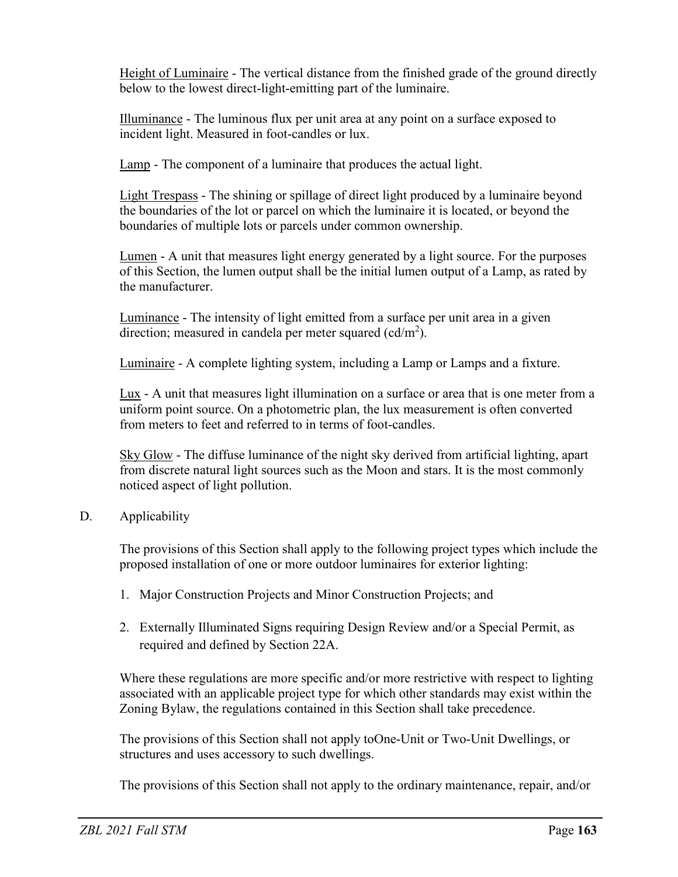Height of Luminaire - The vertical distance from the finished grade of the ground directly below to the lowest direct-light-emitting part of the luminaire.

Illuminance - The luminous flux per unit area at any point on a surface exposed to incident light. Measured in foot-candles or lux.

Lamp - The component of a luminaire that produces the actual light.

Light Trespass - The shining or spillage of direct light produced by a luminaire beyond the boundaries of the lot or parcel on which the luminaire it is located, or beyond the boundaries of multiple lots or parcels under common ownership.

Lumen - A unit that measures light energy generated by a light source. For the purposes of this Section, the lumen output shall be the initial lumen output of a Lamp, as rated by the manufacturer.

Luminance - The intensity of light emitted from a surface per unit area in a given direction; measured in candela per meter squared ($cd/m^2$).

Luminaire - A complete lighting system, including a Lamp or Lamps and a fixture.

Lux - A unit that measures light illumination on a surface or area that is one meter from a uniform point source. On a photometric plan, the lux measurement is often converted from meters to feet and referred to in terms of foot-candles.

Sky Glow - The diffuse luminance of the night sky derived from artificial lighting, apart from discrete natural light sources such as the Moon and stars. It is the most commonly noticed aspect of light pollution.

D. Applicability

The provisions of this Section shall apply to the following project types which include the proposed installation of one or more outdoor luminaires for exterior lighting:

1. Major Construction Projects and Minor Construction Projects; and
2. Externally Illuminated Signs requiring Design Review and/or a Special Permit, as required and defined by Section 22A.

Where these regulations are more specific and/or more restrictive with respect to lighting associated with an applicable project type for which other standards may exist within the Zoning Bylaw, the regulations contained in this Section shall take precedence.

The provisions of this Section shall not apply toOne-Unit or Two-Unit Dwellings, or structures and uses accessory to such dwellings.

The provisions of this Section shall not apply to the ordinary maintenance, repair, and/or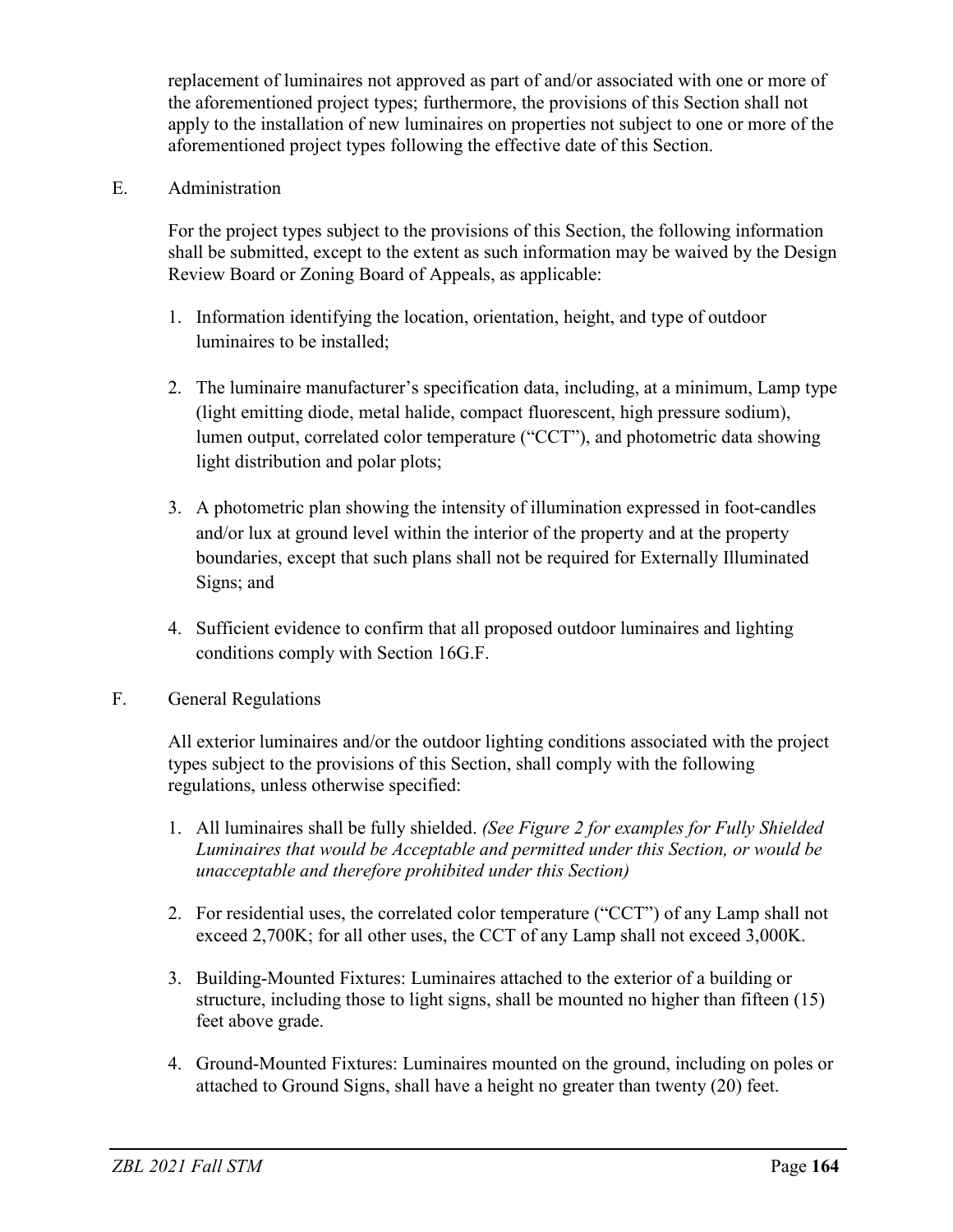replacement of luminaires not approved as part of and/or associated with one or more of the aforementioned project types; furthermore, the provisions of this Section shall not apply to the installation of new luminaires on properties not subject to one or more of the aforementioned project types following the effective date of this Section.

E. Administration

For the project types subject to the provisions of this Section, the following information shall be submitted, except to the extent as such information may be waived by the Design Review Board or Zoning Board of Appeals, as applicable:

1. Information identifying the location, orientation, height, and type of outdoor luminaires to be installed;

2. The luminaire manufacturer's specification data, including, at a minimum, Lamp type (light emitting diode, metal halide, compact fluorescent, high pressure sodium), lumen output, correlated color temperature ("CCT"), and photometric data showing light distribution and polar plots;

3. A photometric plan showing the intensity of illumination expressed in foot-candles and/or lux at ground level within the interior of the property and at the property boundaries, except that such plans shall not be required for Externally Illuminated Signs; and

4. Sufficient evidence to confirm that all proposed outdoor luminaires and lighting conditions comply with Section 16G.F.

F. General Regulations

All exterior luminaires and/or the outdoor lighting conditions associated with the project types subject to the provisions of this Section, shall comply with the following regulations, unless otherwise specified:

1. All luminaires shall be fully shielded. *(See Figure 2 for examples for Fully Shielded Luminaires that would be Acceptable and permitted under this Section, or would be unacceptable and therefore prohibited under this Section)*

2. For residential uses, the correlated color temperature ("CCT") of any Lamp shall not exceed 2,700K; for all other uses, the CCT of any Lamp shall not exceed 3,000K.

3. Building-Mounted Fixtures: Luminaires attached to the exterior of a building or structure, including those to light signs, shall be mounted no higher than fifteen (15) feet above grade.

4. Ground-Mounted Fixtures: Luminaires mounted on the ground, including on poles or attached to Ground Signs, shall have a height no greater than twenty (20) feet.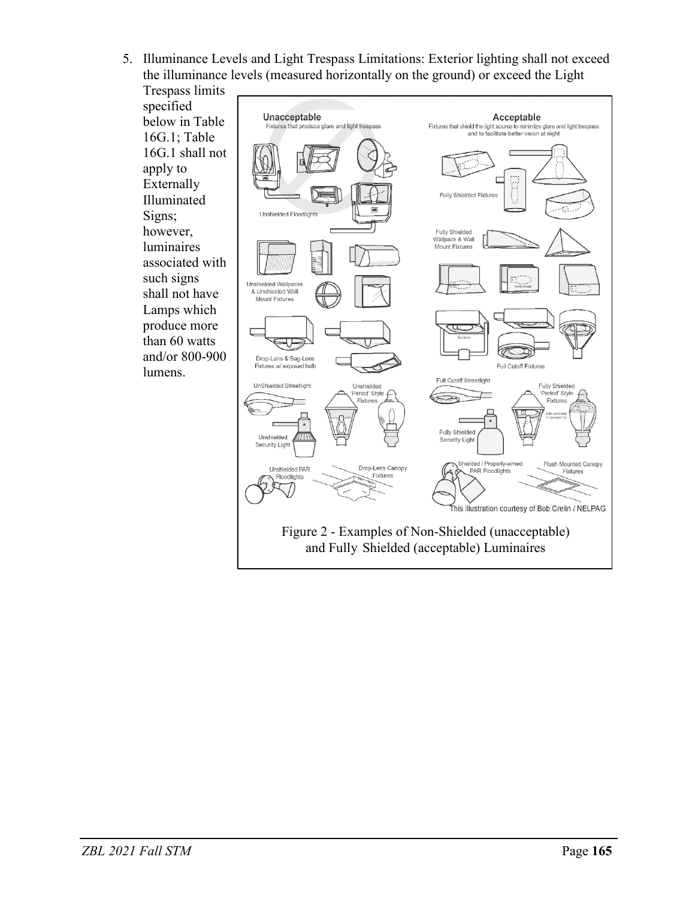5. Illuminance Levels and Light Trespass Limitations: Exterior lighting shall not exceed the illuminance levels (measured horizontally on the ground) or exceed the Light Trespass limits specified below in Table 16G.1; Table 16G.1 shall not apply to Externally Illuminated Signs; however, luminaires associated with such signs shall not have Lamps which produce more than 60 watts and/or 800-900 lumens.

Figure 2 - Examples of Non-Shielded (unacceptable) and Fully Shielded (acceptable) Luminaires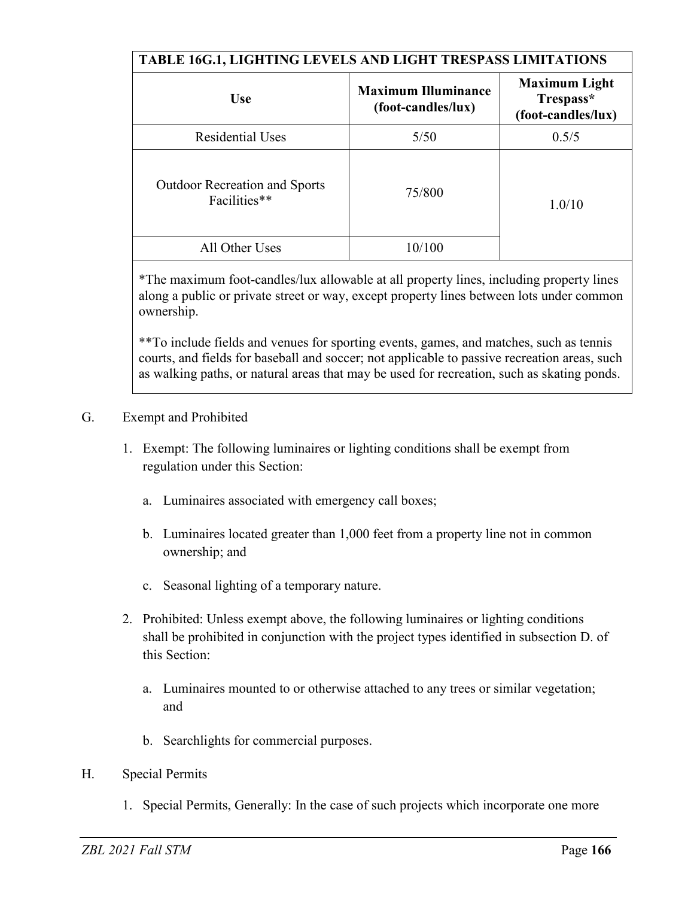| TABLE 16G.1, LIGHTING LEVELS AND LIGHT TRESPASS LIMITATIONS | | |
|---|---|---|
| **Use** | **Maximum Illuminance (foot-candles/lux)** | **Maximum Light Trespass* (foot-candles/lux)** |
| Residential Uses | 5/50 | 0.5/5 |
| Outdoor Recreation and Sports Facilities** | 75/800 | 1.0/10 |
| All Other Uses | 10/100 | |

*The maximum foot-candles/lux allowable at all property lines, including property lines along a public or private street or way, except property lines between lots under common ownership.

**To include fields and venues for sporting events, games, and matches, such as tennis courts, and fields for baseball and soccer; not applicable to passive recreation areas, such as walking paths, or natural areas that may be used for recreation, such as skating ponds.

G. Exempt and Prohibited

1. Exempt: The following luminaires or lighting conditions shall be exempt from regulation under this Section:

   a. Luminaires associated with emergency call boxes;

   b. Luminaires located greater than 1,000 feet from a property line not in common ownership; and

   c. Seasonal lighting of a temporary nature.

2. Prohibited: Unless exempt above, the following luminaires or lighting conditions shall be prohibited in conjunction with the project types identified in subsection D. of this Section:

   a. Luminaires mounted to or otherwise attached to any trees or similar vegetation; and

   b. Searchlights for commercial purposes.

H. Special Permits

1. Special Permits, Generally: In the case of such projects which incorporate one more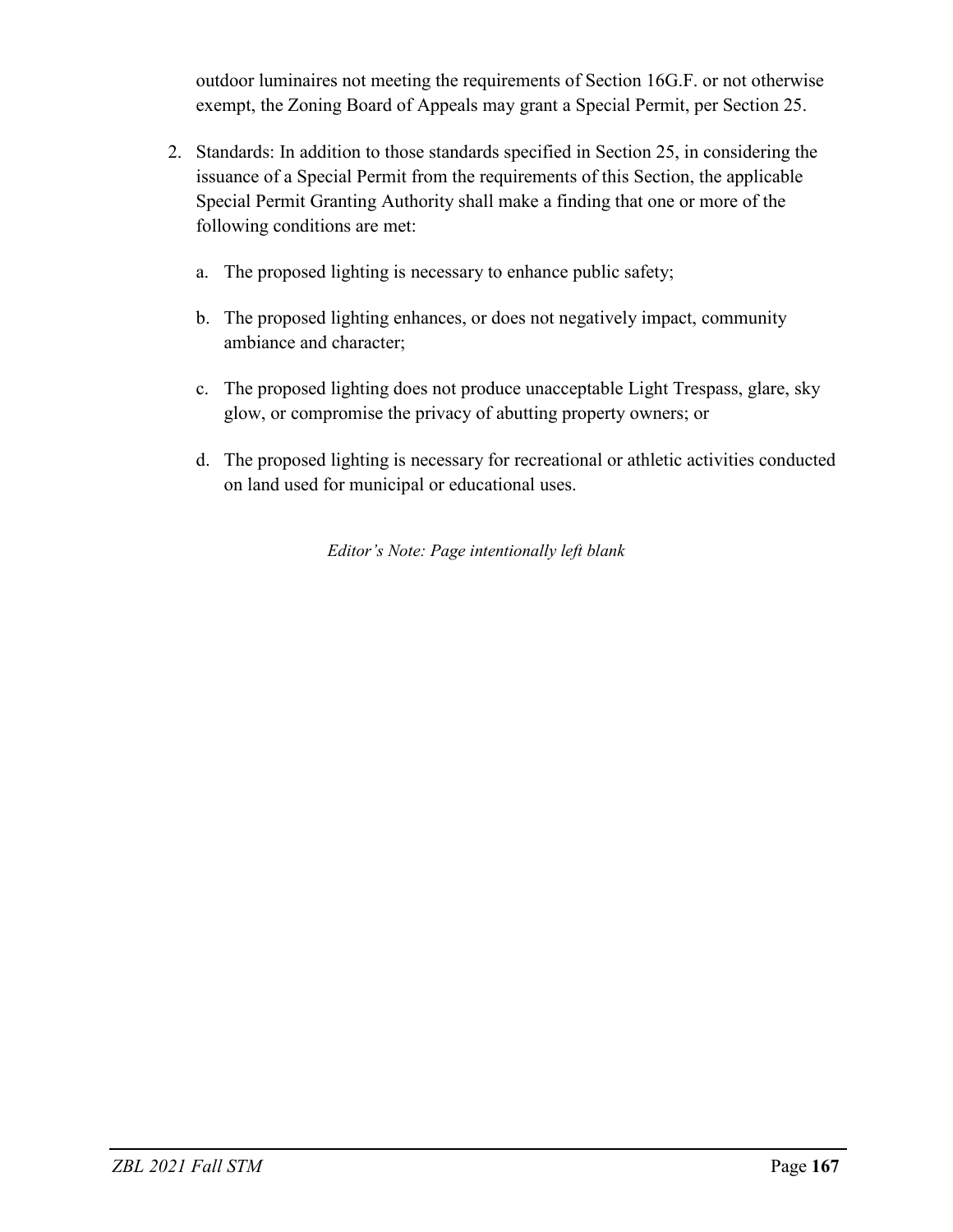outdoor luminaires not meeting the requirements of Section 16G.F. or not otherwise exempt, the Zoning Board of Appeals may grant a Special Permit, per Section 25.

2. Standards: In addition to those standards specified in Section 25, in considering the issuance of a Special Permit from the requirements of this Section, the applicable Special Permit Granting Authority shall make a finding that one or more of the following conditions are met:

   a. The proposed lighting is necessary to enhance public safety;

   b. The proposed lighting enhances, or does not negatively impact, community ambiance and character;

   c. The proposed lighting does not produce unacceptable Light Trespass, glare, sky glow, or compromise the privacy of abutting property owners; or

   d. The proposed lighting is necessary for recreational or athletic activities conducted on land used for municipal or educational uses.

*Editor's Note: Page intentionally left blank*